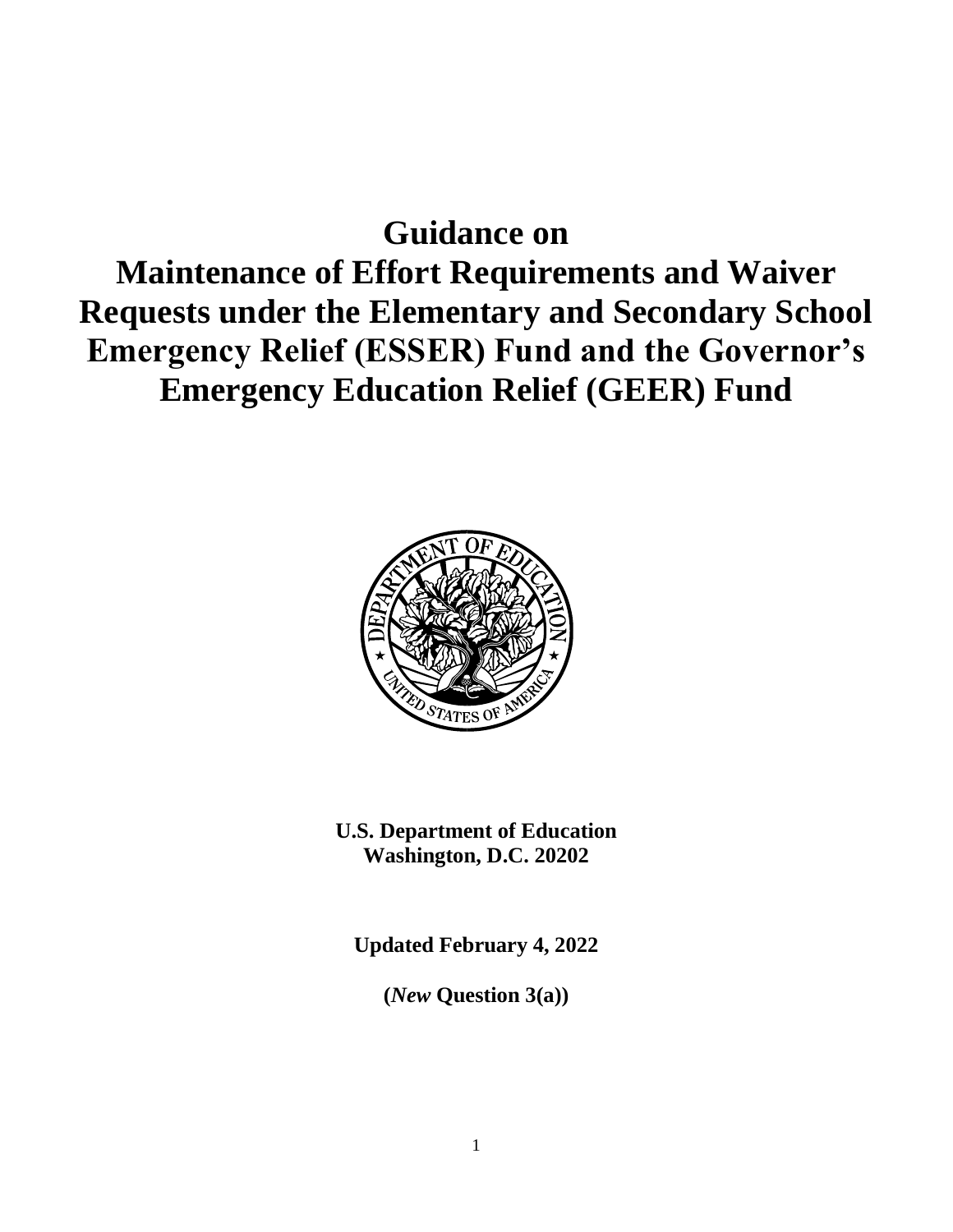# Guidance on Maintenance of Effort Requirements and Waiver Requests under the Elementary and Secondary School Emergency Relief (ESSER) Fund and the Governor's Emergency Education Relief (GEER) Fund

**U.S. Department of Education**
**Washington, D.C. 20202**

**Updated February 4, 2022**

**(*New* Question 3(a))**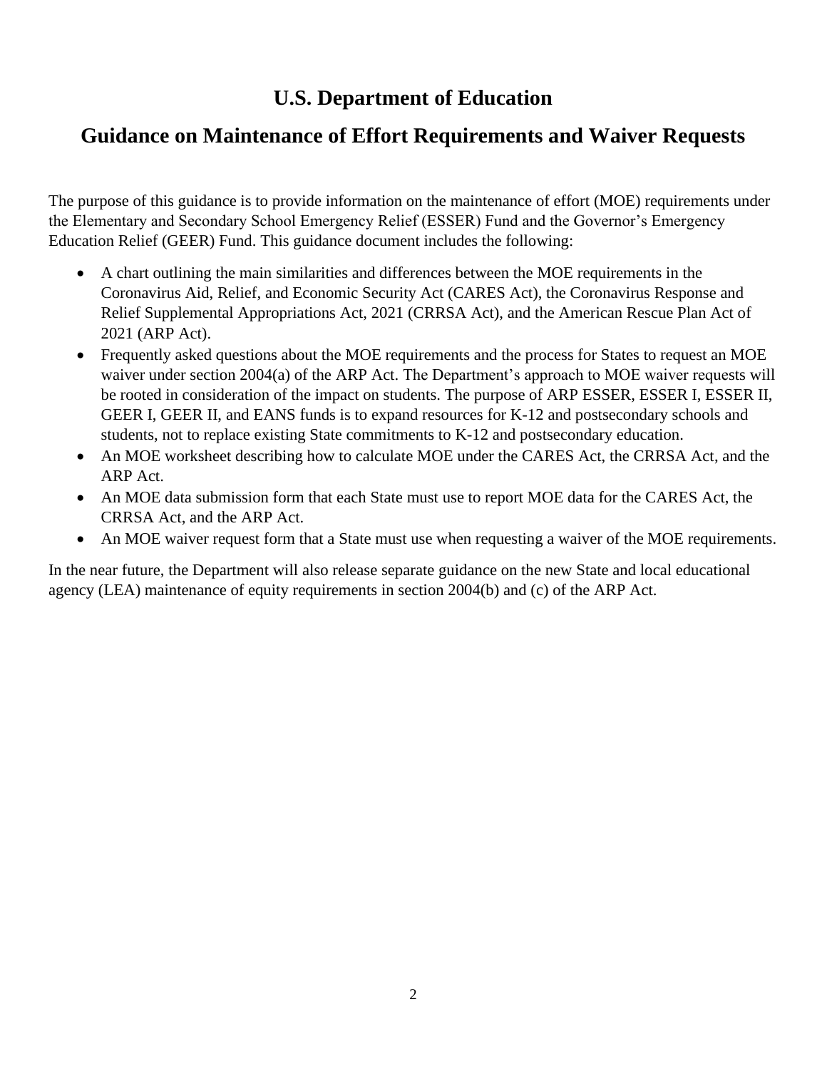# U.S. Department of Education

## Guidance on Maintenance of Effort Requirements and Waiver Requests

The purpose of this guidance is to provide information on the maintenance of effort (MOE) requirements under the Elementary and Secondary School Emergency Relief (ESSER) Fund and the Governor's Emergency Education Relief (GEER) Fund. This guidance document includes the following:

- A chart outlining the main similarities and differences between the MOE requirements in the Coronavirus Aid, Relief, and Economic Security Act (CARES Act), the Coronavirus Response and Relief Supplemental Appropriations Act, 2021 (CRRSA Act), and the American Rescue Plan Act of 2021 (ARP Act).
- Frequently asked questions about the MOE requirements and the process for States to request an MOE waiver under section 2004(a) of the ARP Act. The Department's approach to MOE waiver requests will be rooted in consideration of the impact on students. The purpose of ARP ESSER, ESSER I, ESSER II, GEER I, GEER II, and EANS funds is to expand resources for K-12 and postsecondary schools and students, not to replace existing State commitments to K-12 and postsecondary education.
- An MOE worksheet describing how to calculate MOE under the CARES Act, the CRRSA Act, and the ARP Act.
- An MOE data submission form that each State must use to report MOE data for the CARES Act, the CRRSA Act, and the ARP Act.
- An MOE waiver request form that a State must use when requesting a waiver of the MOE requirements.

In the near future, the Department will also release separate guidance on the new State and local educational agency (LEA) maintenance of equity requirements in section 2004(b) and (c) of the ARP Act.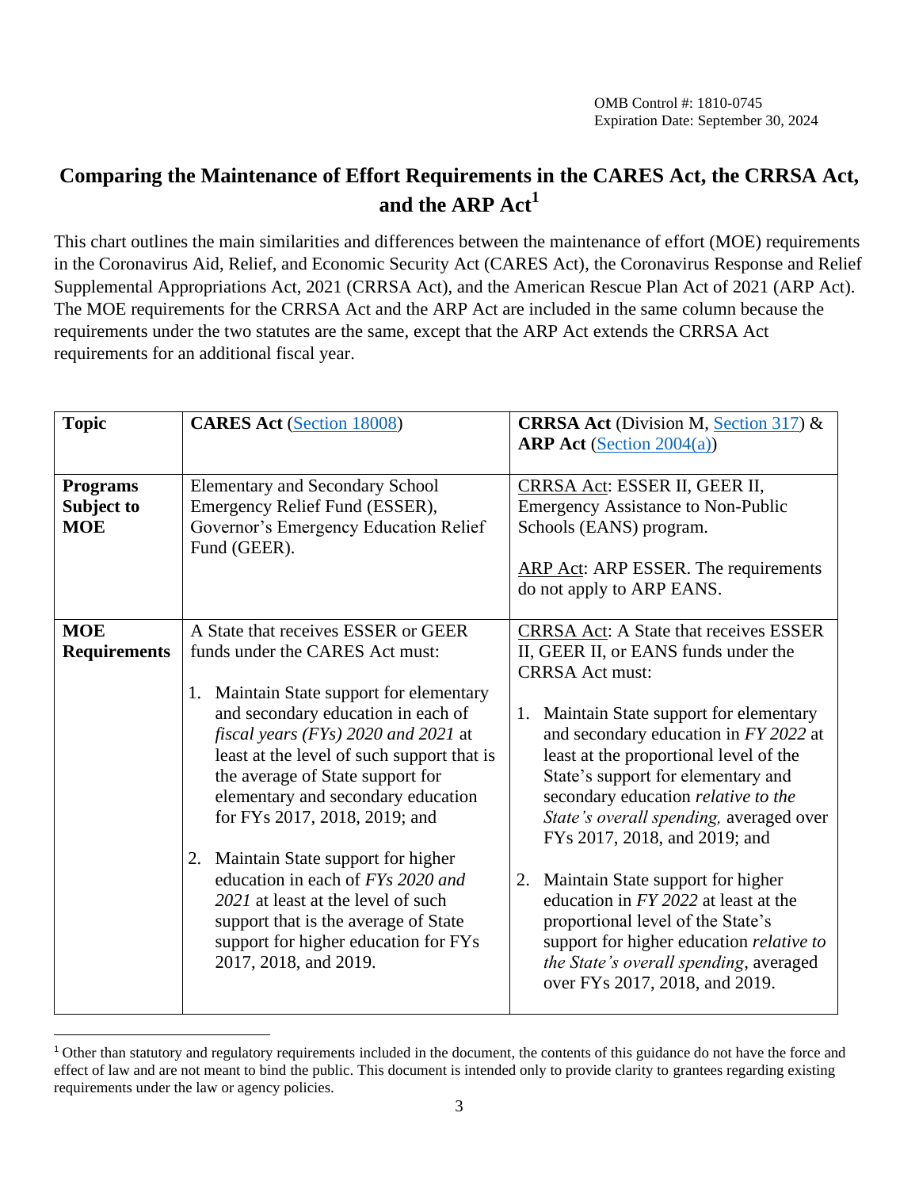OMB Control #: 1810-0745
Expiration Date: September 30, 2024

# Comparing the Maintenance of Effort Requirements in the CARES Act, the CRRSA Act, and the ARP Act[1]

This chart outlines the main similarities and differences between the maintenance of effort (MOE) requirements in the Coronavirus Aid, Relief, and Economic Security Act (CARES Act), the Coronavirus Response and Relief Supplemental Appropriations Act, 2021 (CRRSA Act), and the American Rescue Plan Act of 2021 (ARP Act). The MOE requirements for the CRRSA Act and the ARP Act are included in the same column because the requirements under the two statutes are the same, except that the ARP Act extends the CRRSA Act requirements for an additional fiscal year.

| **Topic** | **CARES Act** (Section 18008) | **CRRSA Act** (Division M, Section 317) & **ARP Act** (Section 2004(a)) |
|---|---|---|
| **Programs Subject to MOE** | Elementary and Secondary School Emergency Relief Fund (ESSER), Governor's Emergency Education Relief Fund (GEER). | CRRSA Act: ESSER II, GEER II, Emergency Assistance to Non-Public Schools (EANS) program.<br><br>ARP Act: ARP ESSER. The requirements do not apply to ARP EANS. |
| **MOE Requirements** | A State that receives ESSER or GEER funds under the CARES Act must:<br><br>1. Maintain State support for elementary and secondary education in each of *fiscal years (FYs) 2020 and 2021* at least at the level of such support that is the average of State support for elementary and secondary education for FYs 2017, 2018, 2019; and<br><br>2. Maintain State support for higher education in each of *FYs 2020 and 2021* at least at the level of such support that is the average of State support for higher education for FYs 2017, 2018, and 2019. | CRRSA Act: A State that receives ESSER II, GEER II, or EANS funds under the CRRSA Act must:<br><br>1. Maintain State support for elementary and secondary education in *FY 2022* at least at the proportional level of the State's support for elementary and secondary education *relative to the State's overall spending,* averaged over FYs 2017, 2018, and 2019; and<br><br>2. Maintain State support for higher education in *FY 2022* at least at the proportional level of the State's support for higher education *relative to the State's overall spending*, averaged over FYs 2017, 2018, and 2019. |

[1] Other than statutory and regulatory requirements included in the document, the contents of this guidance do not have the force and effect of law and are not meant to bind the public. This document is intended only to provide clarity to grantees regarding existing requirements under the law or agency policies.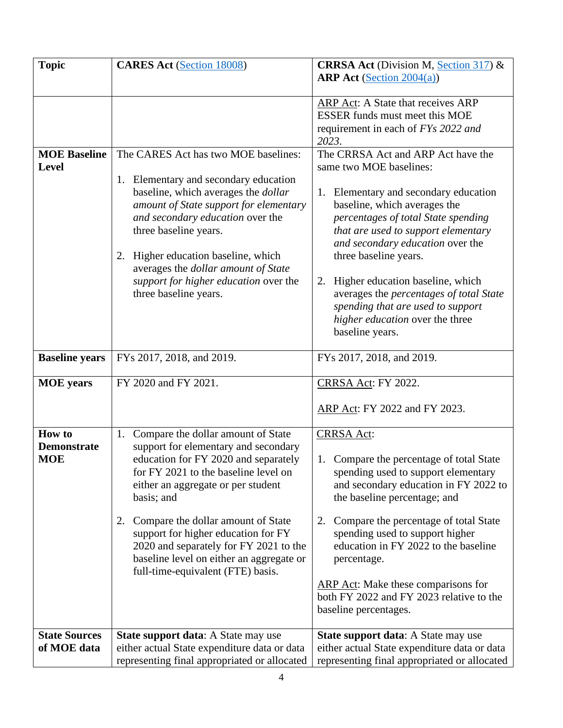| Topic | **CARES Act** (Section 18008) | **CRRSA Act** (Division M, Section 317) & **ARP Act** (Section 2004(a)) |
| --- | --- | --- |
| | | ARP Act: A State that receives ARP ESSER funds must meet this MOE requirement in each of *FYs 2022 and 2023*. |
| **MOE Baseline Level** | The CARES Act has two MOE baselines:<br><br>1. Elementary and secondary education baseline, which averages the *dollar amount of State support for elementary and secondary education* over the three baseline years.<br><br>2. Higher education baseline, which averages the *dollar amount of State support for higher education* over the three baseline years. | The CRRSA Act and ARP Act have the same two MOE baselines:<br><br>1. Elementary and secondary education baseline, which averages the *percentages of total State spending that are used to support elementary and secondary education* over the three baseline years.<br><br>2. Higher education baseline, which averages the *percentages of total State spending that are used to support higher education* over the three baseline years. |
| **Baseline years** | FYs 2017, 2018, and 2019. | FYs 2017, 2018, and 2019. |
| **MOE years** | FY 2020 and FY 2021. | CRRSA Act: FY 2022.<br><br>ARP Act: FY 2022 and FY 2023. |
| **How to Demonstrate MOE** | 1. Compare the dollar amount of State support for elementary and secondary education for FY 2020 and separately for FY 2021 to the baseline level on either an aggregate or per student basis; and<br><br>2. Compare the dollar amount of State support for higher education for FY 2020 and separately for FY 2021 to the baseline level on either an aggregate or full-time-equivalent (FTE) basis. | CRRSA Act:<br><br>1. Compare the percentage of total State spending used to support elementary and secondary education in FY 2022 to the baseline percentage; and<br><br>2. Compare the percentage of total State spending used to support higher education in FY 2022 to the baseline percentage.<br><br>ARP Act: Make these comparisons for both FY 2022 and FY 2023 relative to the baseline percentages. |
| **State Sources of MOE data** | **State support data**: A State may use either actual State expenditure data or data representing final appropriated or allocated | **State support data**: A State may use either actual State expenditure data or data representing final appropriated or allocated |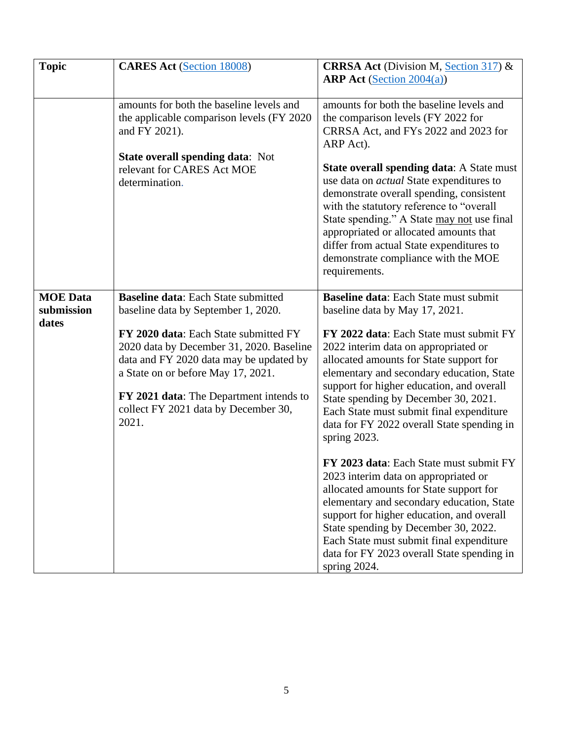| Topic | CARES Act (Section 18008) | CRRSA Act (Division M, Section 317) & ARP Act (Section 2004(a)) |
|---|---|---|
| | amounts for both the baseline levels and the applicable comparison levels (FY 2020 and FY 2021).<br><br>**State overall spending data**: Not relevant for CARES Act MOE determination. | amounts for both the baseline levels and the comparison levels (FY 2022 for CRRSA Act, and FYs 2022 and 2023 for ARP Act).<br><br>**State overall spending data**: A State must use data on *actual* State expenditures to demonstrate overall spending, consistent with the statutory reference to "overall State spending." A State may not use final appropriated or allocated amounts that differ from actual State expenditures to demonstrate compliance with the MOE requirements. |
| **MOE Data submission dates** | **Baseline data**: Each State submitted baseline data by September 1, 2020.<br><br>**FY 2020 data**: Each State submitted FY 2020 data by December 31, 2020. Baseline data and FY 2020 data may be updated by a State on or before May 17, 2021.<br><br>**FY 2021 data**: The Department intends to collect FY 2021 data by December 30, 2021. | **Baseline data**: Each State must submit baseline data by May 17, 2021.<br><br>**FY 2022 data**: Each State must submit FY 2022 interim data on appropriated or allocated amounts for State support for elementary and secondary education, State support for higher education, and overall State spending by December 30, 2021. Each State must submit final expenditure data for FY 2022 overall State spending in spring 2023.<br><br>**FY 2023 data**: Each State must submit FY 2023 interim data on appropriated or allocated amounts for State support for elementary and secondary education, State support for higher education, and overall State spending by December 30, 2022. Each State must submit final expenditure data for FY 2023 overall State spending in spring 2024. |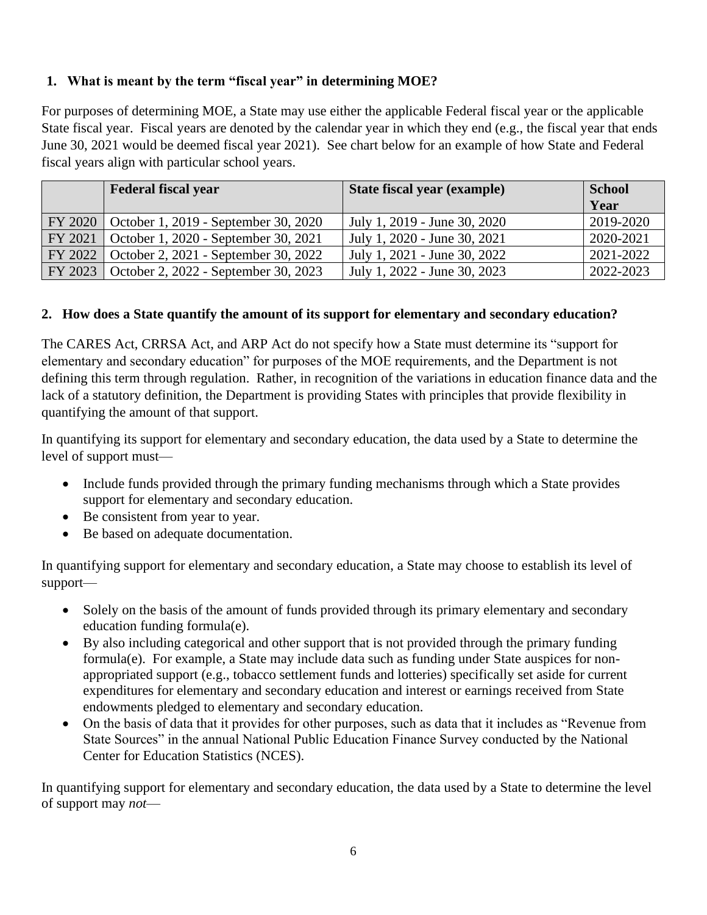**1. What is meant by the term "fiscal year" in determining MOE?**

For purposes of determining MOE, a State may use either the applicable Federal fiscal year or the applicable State fiscal year. Fiscal years are denoted by the calendar year in which they end (e.g., the fiscal year that ends June 30, 2021 would be deemed fiscal year 2021). See chart below for an example of how State and Federal fiscal years align with particular school years.

| | Federal fiscal year | State fiscal year (example) | School Year |
|---|---|---|---|
| FY 2020 | October 1, 2019 - September 30, 2020 | July 1, 2019 - June 30, 2020 | 2019-2020 |
| FY 2021 | October 1, 2020 - September 30, 2021 | July 1, 2020 - June 30, 2021 | 2020-2021 |
| FY 2022 | October 2, 2021 - September 30, 2022 | July 1, 2021 - June 30, 2022 | 2021-2022 |
| FY 2023 | October 2, 2022 - September 30, 2023 | July 1, 2022 - June 30, 2023 | 2022-2023 |

**2. How does a State quantify the amount of its support for elementary and secondary education?**

The CARES Act, CRRSA Act, and ARP Act do not specify how a State must determine its "support for elementary and secondary education" for purposes of the MOE requirements, and the Department is not defining this term through regulation. Rather, in recognition of the variations in education finance data and the lack of a statutory definition, the Department is providing States with principles that provide flexibility in quantifying the amount of that support.

In quantifying its support for elementary and secondary education, the data used by a State to determine the level of support must—

- Include funds provided through the primary funding mechanisms through which a State provides support for elementary and secondary education.
- Be consistent from year to year.
- Be based on adequate documentation.

In quantifying support for elementary and secondary education, a State may choose to establish its level of support—

- Solely on the basis of the amount of funds provided through its primary elementary and secondary education funding formula(e).
- By also including categorical and other support that is not provided through the primary funding formula(e). For example, a State may include data such as funding under State auspices for non-appropriated support (e.g., tobacco settlement funds and lotteries) specifically set aside for current expenditures for elementary and secondary education and interest or earnings received from State endowments pledged to elementary and secondary education.
- On the basis of data that it provides for other purposes, such as data that it includes as "Revenue from State Sources" in the annual National Public Education Finance Survey conducted by the National Center for Education Statistics (NCES).

In quantifying support for elementary and secondary education, the data used by a State to determine the level of support may *not*—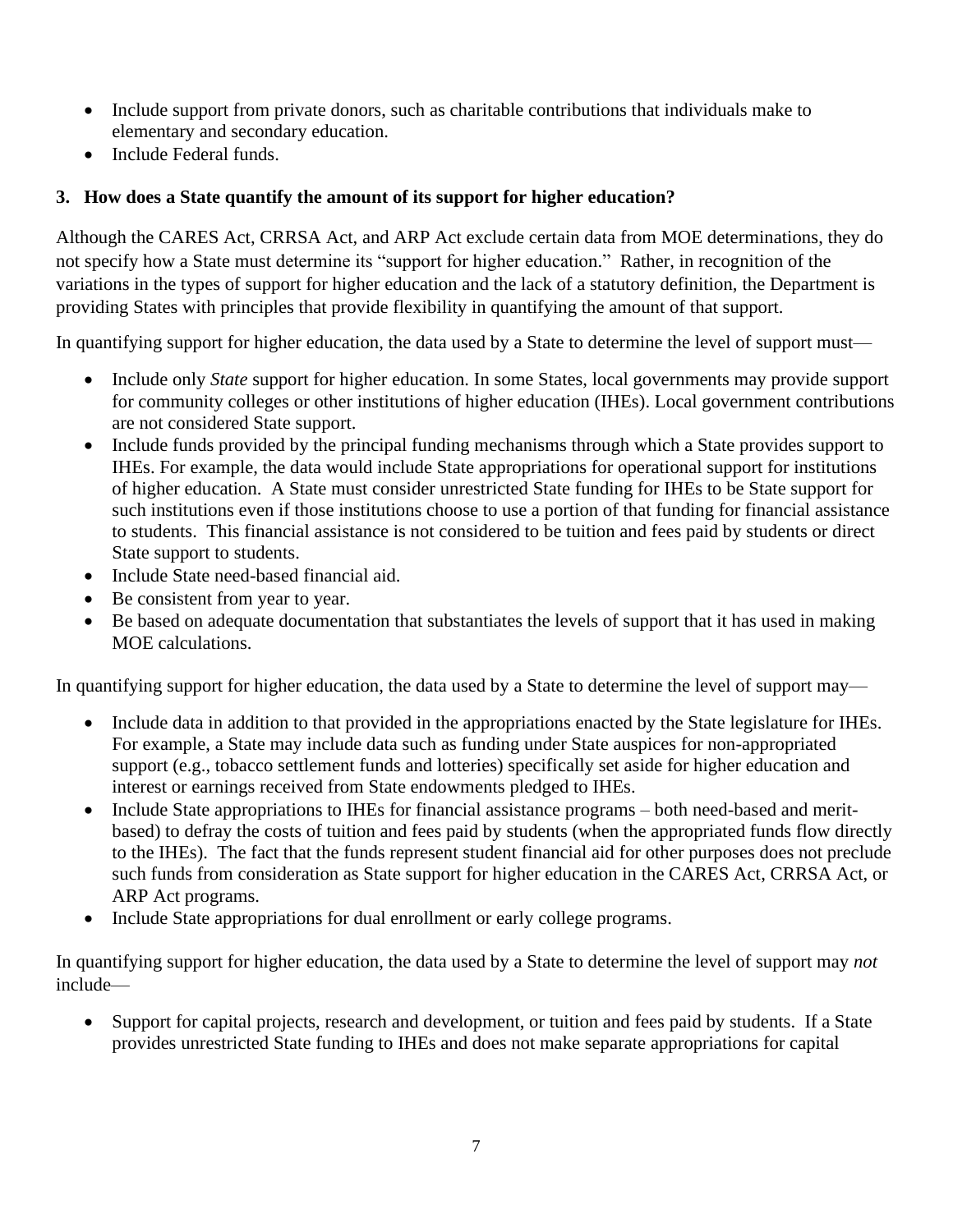- Include support from private donors, such as charitable contributions that individuals make to elementary and secondary education.
- Include Federal funds.

### 3. How does a State quantify the amount of its support for higher education?

Although the CARES Act, CRRSA Act, and ARP Act exclude certain data from MOE determinations, they do not specify how a State must determine its "support for higher education." Rather, in recognition of the variations in the types of support for higher education and the lack of a statutory definition, the Department is providing States with principles that provide flexibility in quantifying the amount of that support.

In quantifying support for higher education, the data used by a State to determine the level of support must—

- Include only *State* support for higher education. In some States, local governments may provide support for community colleges or other institutions of higher education (IHEs). Local government contributions are not considered State support.
- Include funds provided by the principal funding mechanisms through which a State provides support to IHEs. For example, the data would include State appropriations for operational support for institutions of higher education. A State must consider unrestricted State funding for IHEs to be State support for such institutions even if those institutions choose to use a portion of that funding for financial assistance to students. This financial assistance is not considered to be tuition and fees paid by students or direct State support to students.
- Include State need-based financial aid.
- Be consistent from year to year.
- Be based on adequate documentation that substantiates the levels of support that it has used in making MOE calculations.

In quantifying support for higher education, the data used by a State to determine the level of support may—

- Include data in addition to that provided in the appropriations enacted by the State legislature for IHEs. For example, a State may include data such as funding under State auspices for non-appropriated support (e.g., tobacco settlement funds and lotteries) specifically set aside for higher education and interest or earnings received from State endowments pledged to IHEs.
- Include State appropriations to IHEs for financial assistance programs – both need-based and merit-based) to defray the costs of tuition and fees paid by students (when the appropriated funds flow directly to the IHEs). The fact that the funds represent student financial aid for other purposes does not preclude such funds from consideration as State support for higher education in the CARES Act, CRRSA Act, or ARP Act programs.
- Include State appropriations for dual enrollment or early college programs.

In quantifying support for higher education, the data used by a State to determine the level of support may *not* include—

- Support for capital projects, research and development, or tuition and fees paid by students. If a State provides unrestricted State funding to IHEs and does not make separate appropriations for capital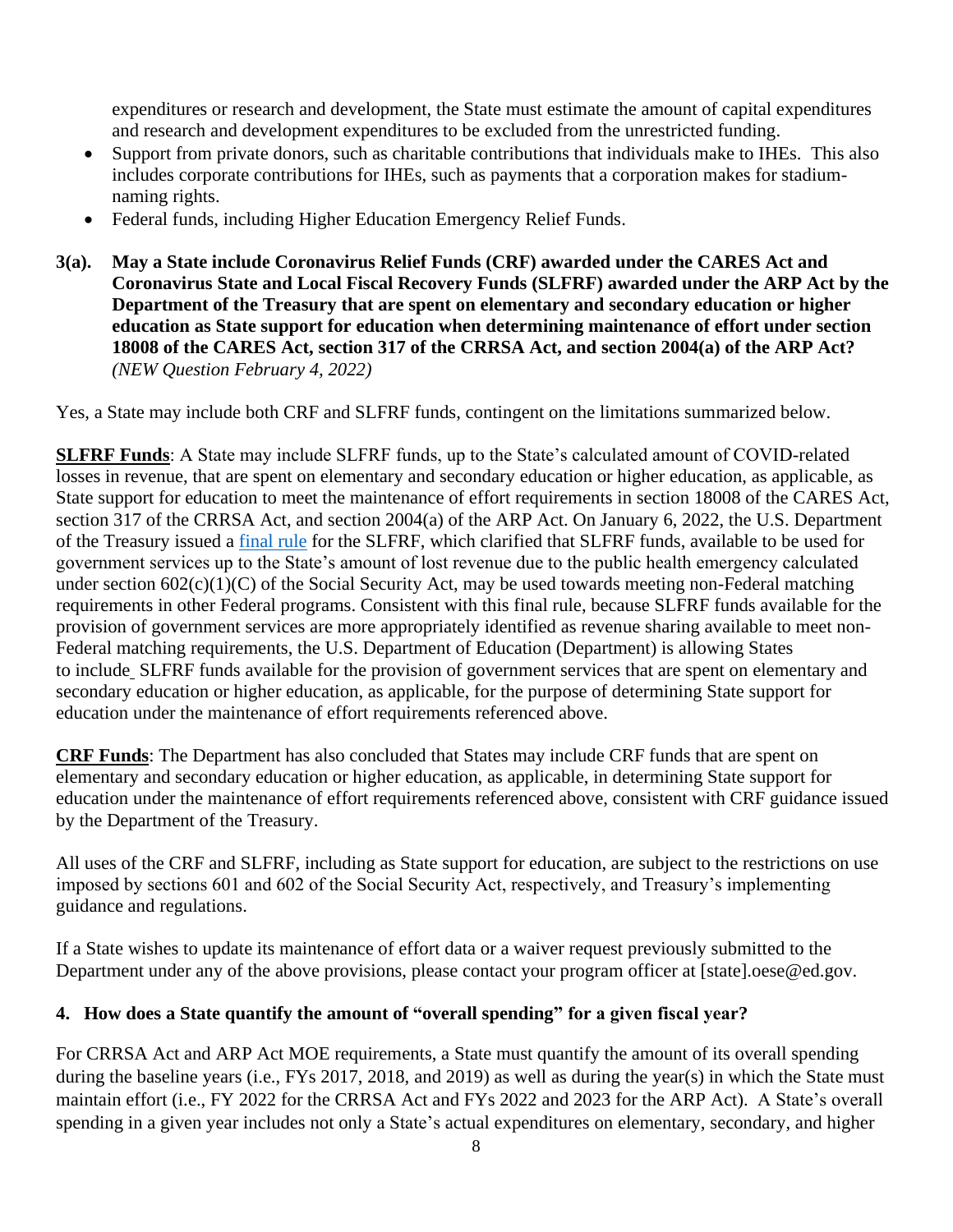expenditures or research and development, the State must estimate the amount of capital expenditures and research and development expenditures to be excluded from the unrestricted funding.

- Support from private donors, such as charitable contributions that individuals make to IHEs. This also includes corporate contributions for IHEs, such as payments that a corporation makes for stadium-naming rights.
- Federal funds, including Higher Education Emergency Relief Funds.

**3(a). May a State include Coronavirus Relief Funds (CRF) awarded under the CARES Act and Coronavirus State and Local Fiscal Recovery Funds (SLFRF) awarded under the ARP Act by the Department of the Treasury that are spent on elementary and secondary education or higher education as State support for education when determining maintenance of effort under section 18008 of the CARES Act, section 317 of the CRRSA Act, and section 2004(a) of the ARP Act?** *(NEW Question February 4, 2022)*

Yes, a State may include both CRF and SLFRF funds, contingent on the limitations summarized below.

**SLFRF Funds**: A State may include SLFRF funds, up to the State's calculated amount of COVID-related losses in revenue, that are spent on elementary and secondary education or higher education, as applicable, as State support for education to meet the maintenance of effort requirements in section 18008 of the CARES Act, section 317 of the CRRSA Act, and section 2004(a) of the ARP Act. On January 6, 2022, the U.S. Department of the Treasury issued a final rule for the SLFRF, which clarified that SLFRF funds, available to be used for government services up to the State's amount of lost revenue due to the public health emergency calculated under section 602(c)(1)(C) of the Social Security Act, may be used towards meeting non-Federal matching requirements in other Federal programs. Consistent with this final rule, because SLFRF funds available for the provision of government services are more appropriately identified as revenue sharing available to meet non-Federal matching requirements, the U.S. Department of Education (Department) is allowing States to include SLFRF funds available for the provision of government services that are spent on elementary and secondary education or higher education, as applicable, for the purpose of determining State support for education under the maintenance of effort requirements referenced above.

**CRF Funds**: The Department has also concluded that States may include CRF funds that are spent on elementary and secondary education or higher education, as applicable, in determining State support for education under the maintenance of effort requirements referenced above, consistent with CRF guidance issued by the Department of the Treasury.

All uses of the CRF and SLFRF, including as State support for education, are subject to the restrictions on use imposed by sections 601 and 602 of the Social Security Act, respectively, and Treasury's implementing guidance and regulations.

If a State wishes to update its maintenance of effort data or a waiver request previously submitted to the Department under any of the above provisions, please contact your program officer at [state].oese@ed.gov.

**4. How does a State quantify the amount of "overall spending" for a given fiscal year?**

For CRRSA Act and ARP Act MOE requirements, a State must quantify the amount of its overall spending during the baseline years (i.e., FYs 2017, 2018, and 2019) as well as during the year(s) in which the State must maintain effort (i.e., FY 2022 for the CRRSA Act and FYs 2022 and 2023 for the ARP Act). A State's overall spending in a given year includes not only a State's actual expenditures on elementary, secondary, and higher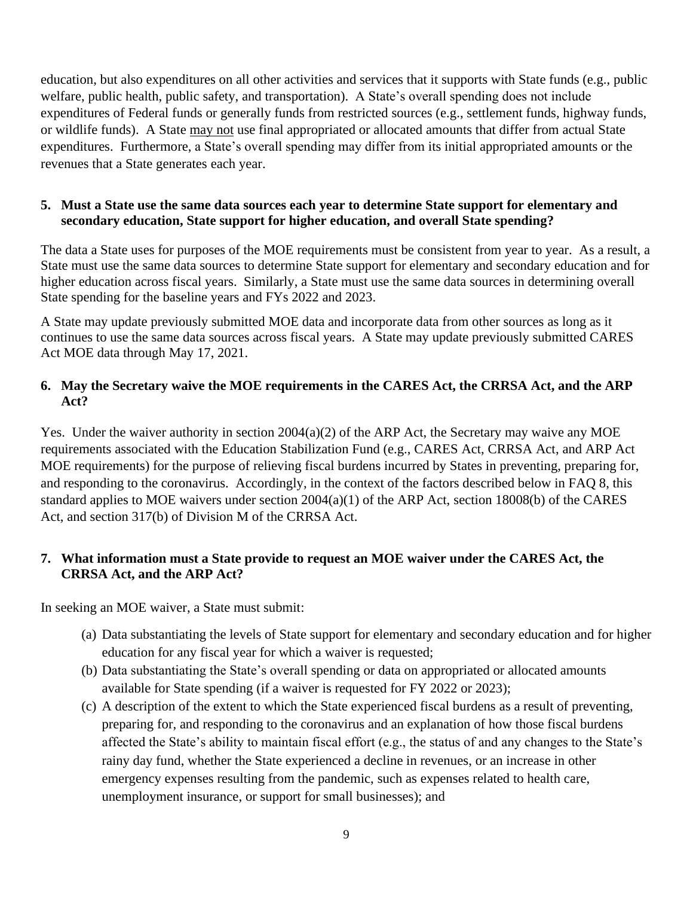education, but also expenditures on all other activities and services that it supports with State funds (e.g., public welfare, public health, public safety, and transportation). A State's overall spending does not include expenditures of Federal funds or generally funds from restricted sources (e.g., settlement funds, highway funds, or wildlife funds). A State <u>may not</u> use final appropriated or allocated amounts that differ from actual State expenditures. Furthermore, a State's overall spending may differ from its initial appropriated amounts or the revenues that a State generates each year.

**5. Must a State use the same data sources each year to determine State support for elementary and secondary education, State support for higher education, and overall State spending?**

The data a State uses for purposes of the MOE requirements must be consistent from year to year. As a result, a State must use the same data sources to determine State support for elementary and secondary education and for higher education across fiscal years. Similarly, a State must use the same data sources in determining overall State spending for the baseline years and FYs 2022 and 2023.

A State may update previously submitted MOE data and incorporate data from other sources as long as it continues to use the same data sources across fiscal years. A State may update previously submitted CARES Act MOE data through May 17, 2021.

**6. May the Secretary waive the MOE requirements in the CARES Act, the CRRSA Act, and the ARP Act?**

Yes. Under the waiver authority in section 2004(a)(2) of the ARP Act, the Secretary may waive any MOE requirements associated with the Education Stabilization Fund (e.g., CARES Act, CRRSA Act, and ARP Act MOE requirements) for the purpose of relieving fiscal burdens incurred by States in preventing, preparing for, and responding to the coronavirus. Accordingly, in the context of the factors described below in FAQ 8, this standard applies to MOE waivers under section 2004(a)(1) of the ARP Act, section 18008(b) of the CARES Act, and section 317(b) of Division M of the CRRSA Act.

**7. What information must a State provide to request an MOE waiver under the CARES Act, the CRRSA Act, and the ARP Act?**

In seeking an MOE waiver, a State must submit:

(a) Data substantiating the levels of State support for elementary and secondary education and for higher education for any fiscal year for which a waiver is requested;

(b) Data substantiating the State's overall spending or data on appropriated or allocated amounts available for State spending (if a waiver is requested for FY 2022 or 2023);

(c) A description of the extent to which the State experienced fiscal burdens as a result of preventing, preparing for, and responding to the coronavirus and an explanation of how those fiscal burdens affected the State's ability to maintain fiscal effort (e.g., the status of and any changes to the State's rainy day fund, whether the State experienced a decline in revenues, or an increase in other emergency expenses resulting from the pandemic, such as expenses related to health care, unemployment insurance, or support for small businesses); and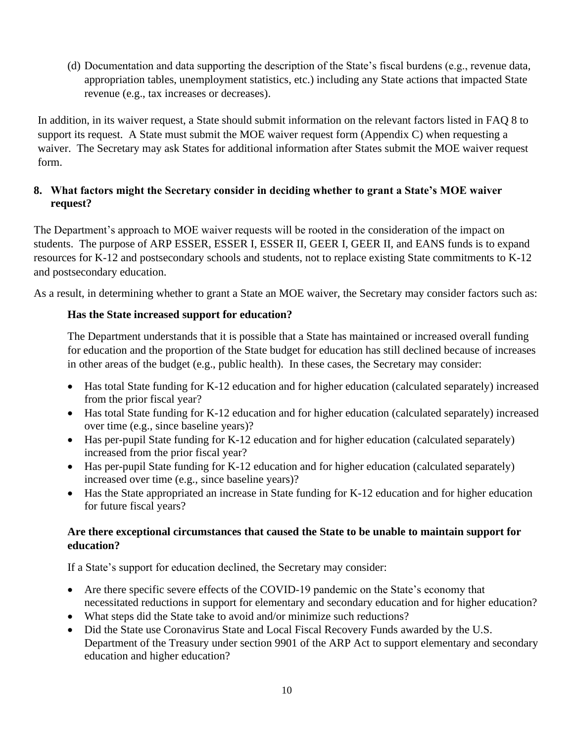(d) Documentation and data supporting the description of the State's fiscal burdens (e.g., revenue data, appropriation tables, unemployment statistics, etc.) including any State actions that impacted State revenue (e.g., tax increases or decreases).

In addition, in its waiver request, a State should submit information on the relevant factors listed in FAQ 8 to support its request. A State must submit the MOE waiver request form (Appendix C) when requesting a waiver. The Secretary may ask States for additional information after States submit the MOE waiver request form.

**8. What factors might the Secretary consider in deciding whether to grant a State's MOE waiver request?**

The Department's approach to MOE waiver requests will be rooted in the consideration of the impact on students. The purpose of ARP ESSER, ESSER I, ESSER II, GEER I, GEER II, and EANS funds is to expand resources for K-12 and postsecondary schools and students, not to replace existing State commitments to K-12 and postsecondary education.

As a result, in determining whether to grant a State an MOE waiver, the Secretary may consider factors such as:

**Has the State increased support for education?**

The Department understands that it is possible that a State has maintained or increased overall funding for education and the proportion of the State budget for education has still declined because of increases in other areas of the budget (e.g., public health). In these cases, the Secretary may consider:

- Has total State funding for K-12 education and for higher education (calculated separately) increased from the prior fiscal year?
- Has total State funding for K-12 education and for higher education (calculated separately) increased over time (e.g., since baseline years)?
- Has per-pupil State funding for K-12 education and for higher education (calculated separately) increased from the prior fiscal year?
- Has per-pupil State funding for K-12 education and for higher education (calculated separately) increased over time (e.g., since baseline years)?
- Has the State appropriated an increase in State funding for K-12 education and for higher education for future fiscal years?

**Are there exceptional circumstances that caused the State to be unable to maintain support for education?**

If a State's support for education declined, the Secretary may consider:

- Are there specific severe effects of the COVID-19 pandemic on the State's economy that necessitated reductions in support for elementary and secondary education and for higher education?
- What steps did the State take to avoid and/or minimize such reductions?
- Did the State use Coronavirus State and Local Fiscal Recovery Funds awarded by the U.S. Department of the Treasury under section 9901 of the ARP Act to support elementary and secondary education and higher education?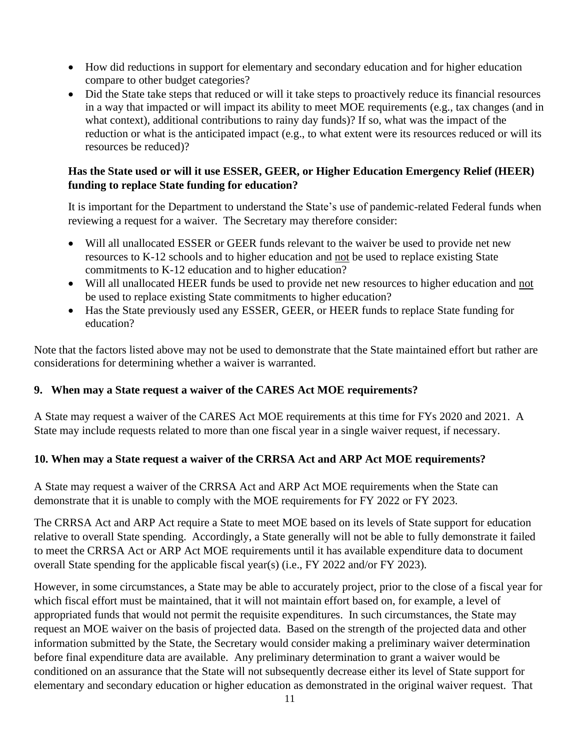- How did reductions in support for elementary and secondary education and for higher education compare to other budget categories?
- Did the State take steps that reduced or will it take steps to proactively reduce its financial resources in a way that impacted or will impact its ability to meet MOE requirements (e.g., tax changes (and in what context), additional contributions to rainy day funds)? If so, what was the impact of the reduction or what is the anticipated impact (e.g., to what extent were its resources reduced or will its resources be reduced)?

**Has the State used or will it use ESSER, GEER, or Higher Education Emergency Relief (HEER) funding to replace State funding for education?**

It is important for the Department to understand the State's use of pandemic-related Federal funds when reviewing a request for a waiver. The Secretary may therefore consider:

- Will all unallocated ESSER or GEER funds relevant to the waiver be used to provide net new resources to K-12 schools and to higher education and not be used to replace existing State commitments to K-12 education and to higher education?
- Will all unallocated HEER funds be used to provide net new resources to higher education and not be used to replace existing State commitments to higher education?
- Has the State previously used any ESSER, GEER, or HEER funds to replace State funding for education?

Note that the factors listed above may not be used to demonstrate that the State maintained effort but rather are considerations for determining whether a waiver is warranted.

### 9. When may a State request a waiver of the CARES Act MOE requirements?

A State may request a waiver of the CARES Act MOE requirements at this time for FYs 2020 and 2021. A State may include requests related to more than one fiscal year in a single waiver request, if necessary.

### 10. When may a State request a waiver of the CRRSA Act and ARP Act MOE requirements?

A State may request a waiver of the CRRSA Act and ARP Act MOE requirements when the State can demonstrate that it is unable to comply with the MOE requirements for FY 2022 or FY 2023.

The CRRSA Act and ARP Act require a State to meet MOE based on its levels of State support for education relative to overall State spending. Accordingly, a State generally will not be able to fully demonstrate it failed to meet the CRRSA Act or ARP Act MOE requirements until it has available expenditure data to document overall State spending for the applicable fiscal year(s) (i.e., FY 2022 and/or FY 2023).

However, in some circumstances, a State may be able to accurately project, prior to the close of a fiscal year for which fiscal effort must be maintained, that it will not maintain effort based on, for example, a level of appropriated funds that would not permit the requisite expenditures. In such circumstances, the State may request an MOE waiver on the basis of projected data. Based on the strength of the projected data and other information submitted by the State, the Secretary would consider making a preliminary waiver determination before final expenditure data are available. Any preliminary determination to grant a waiver would be conditioned on an assurance that the State will not subsequently decrease either its level of State support for elementary and secondary education or higher education as demonstrated in the original waiver request. That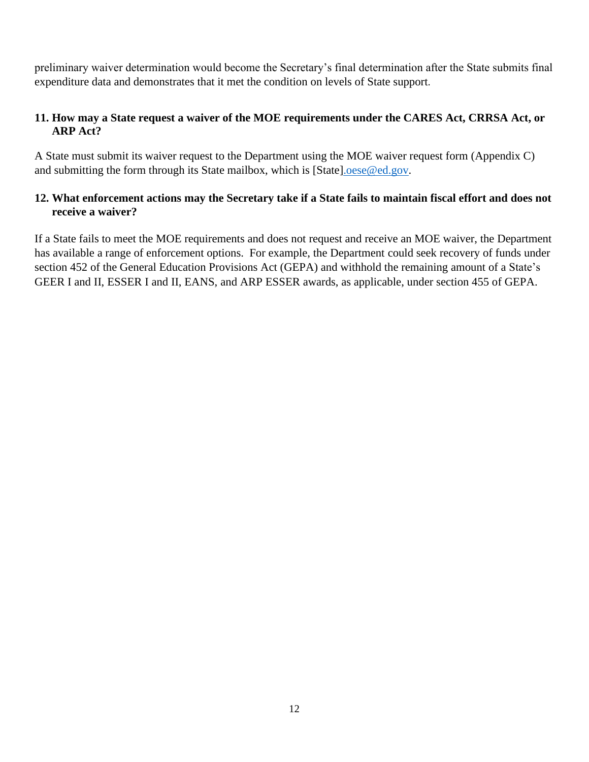preliminary waiver determination would become the Secretary's final determination after the State submits final expenditure data and demonstrates that it met the condition on levels of State support.

**11. How may a State request a waiver of the MOE requirements under the CARES Act, CRRSA Act, or ARP Act?**

A State must submit its waiver request to the Department using the MOE waiver request form (Appendix C) and submitting the form through its State mailbox, which is [State].oese@ed.gov.

**12. What enforcement actions may the Secretary take if a State fails to maintain fiscal effort and does not receive a waiver?**

If a State fails to meet the MOE requirements and does not request and receive an MOE waiver, the Department has available a range of enforcement options. For example, the Department could seek recovery of funds under section 452 of the General Education Provisions Act (GEPA) and withhold the remaining amount of a State's GEER I and II, ESSER I and II, EANS, and ARP ESSER awards, as applicable, under section 455 of GEPA.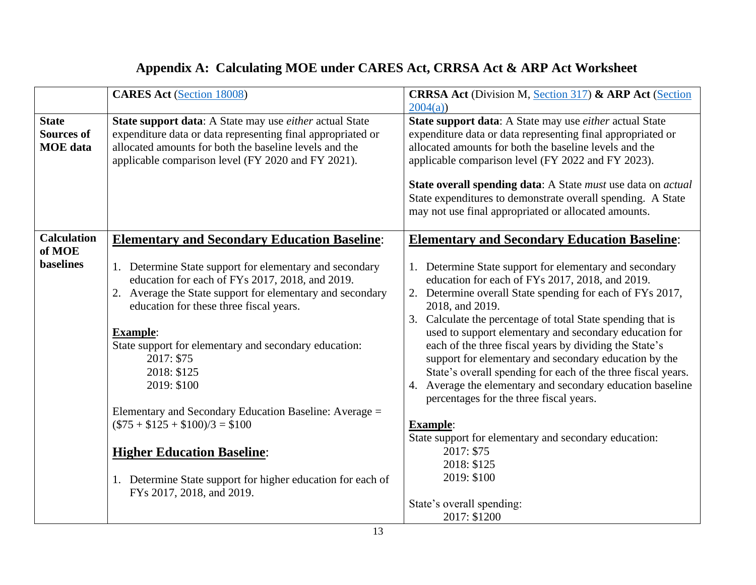# Appendix A: Calculating MOE under CARES Act, CRRSA Act & ARP Act Worksheet

| | **CARES Act** (Section 18008) | **CRRSA Act** (Division M, Section 317) **& ARP Act** (Section 2004(a)) |
|---|---|---|
| **State Sources of MOE data** | **State support data**: A State may use *either* actual State expenditure data or data representing final appropriated or allocated amounts for both the baseline levels and the applicable comparison level (FY 2020 and FY 2021). | **State support data**: A State may use *either* actual State expenditure data or data representing final appropriated or allocated amounts for both the baseline levels and the applicable comparison level (FY 2022 and FY 2023).<br><br>**State overall spending data**: A State *must* use data on *actual* State expenditures to demonstrate overall spending. A State may not use final appropriated or allocated amounts. |
| **Calculation of MOE baselines** | **Elementary and Secondary Education Baseline**:<br><br>1. Determine State support for elementary and secondary education for each of FYs 2017, 2018, and 2019.<br>2. Average the State support for elementary and secondary education for these three fiscal years.<br><br>**Example**:<br>State support for elementary and secondary education:<br>2017: $75<br>2018: $125<br>2019: $100<br><br>Elementary and Secondary Education Baseline: Average = ($75 + $125 + $100)/3 = $100<br><br>**Higher Education Baseline**:<br><br>1. Determine State support for higher education for each of FYs 2017, 2018, and 2019. | **Elementary and Secondary Education Baseline**:<br><br>1. Determine State support for elementary and secondary education for each of FYs 2017, 2018, and 2019.<br>2. Determine overall State spending for each of FYs 2017, 2018, and 2019.<br>3. Calculate the percentage of total State spending that is used to support elementary and secondary education for each of the three fiscal years by dividing the State's support for elementary and secondary education by the State's overall spending for each of the three fiscal years.<br>4. Average the elementary and secondary education baseline percentages for the three fiscal years.<br><br>**Example**:<br>State support for elementary and secondary education:<br>2017: $75<br>2018: $125<br>2019: $100<br><br>State's overall spending:<br>2017: $1200 |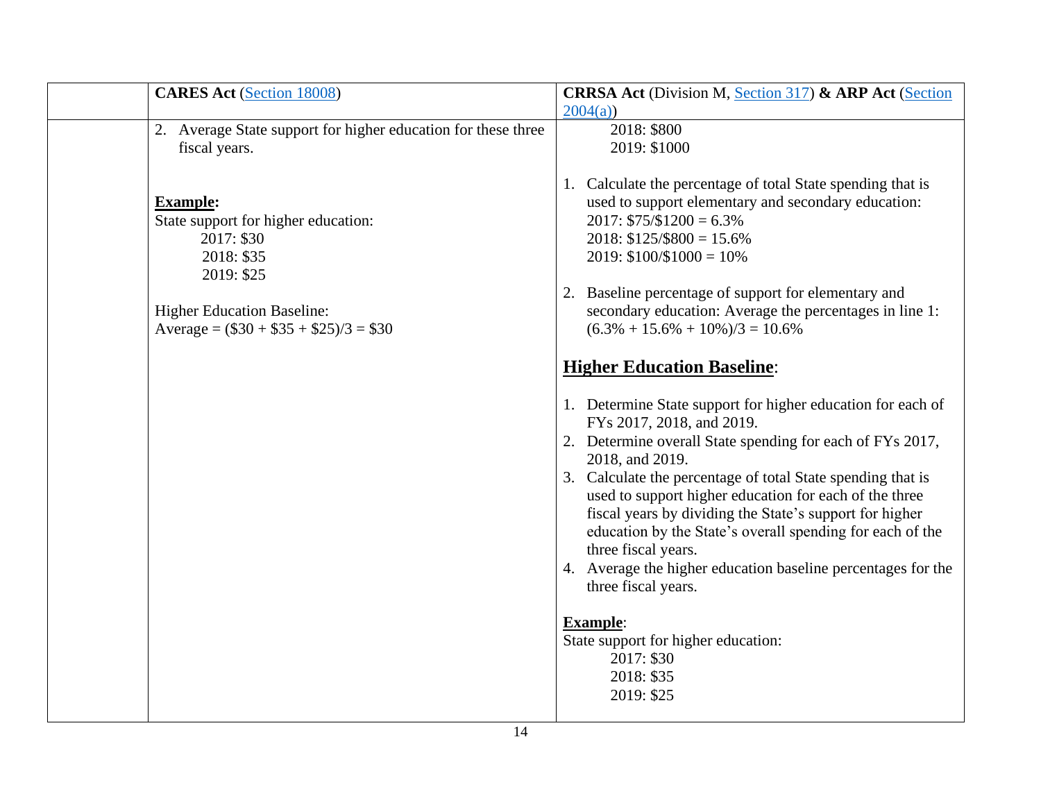|  | **CARES Act** (Section 18008) | **CRRSA Act** (Division M, Section 317) **& ARP Act** (Section 2004(a)) |
|---|---|---|
|  | 2. Average State support for higher education for these three fiscal years.<br><br>**Example:**<br>State support for higher education:<br>2017: $30<br>2018: $35<br>2019: $25<br><br>Higher Education Baseline:<br>Average = ($30 + $35 + $25)/3 = $30 | 2018: $800<br>2019: $1000<br><br>1. Calculate the percentage of total State spending that is used to support elementary and secondary education:<br>2017: $75/$1200 = 6.3%<br>2018: $125/$800 = 15.6%<br>2019: $100/$1000 = 10%<br><br>2. Baseline percentage of support for elementary and secondary education: Average the percentages in line 1: (6.3% + 15.6% + 10%)/3 = 10.6%<br><br>**Higher Education Baseline**:<br><br>1. Determine State support for higher education for each of FYs 2017, 2018, and 2019.<br>2. Determine overall State spending for each of FYs 2017, 2018, and 2019.<br>3. Calculate the percentage of total State spending that is used to support higher education for each of the three fiscal years by dividing the State's support for higher education by the State's overall spending for each of the three fiscal years.<br>4. Average the higher education baseline percentages for the three fiscal years.<br><br>**Example**:<br>State support for higher education:<br>2017: $30<br>2018: $35<br>2019: $25 |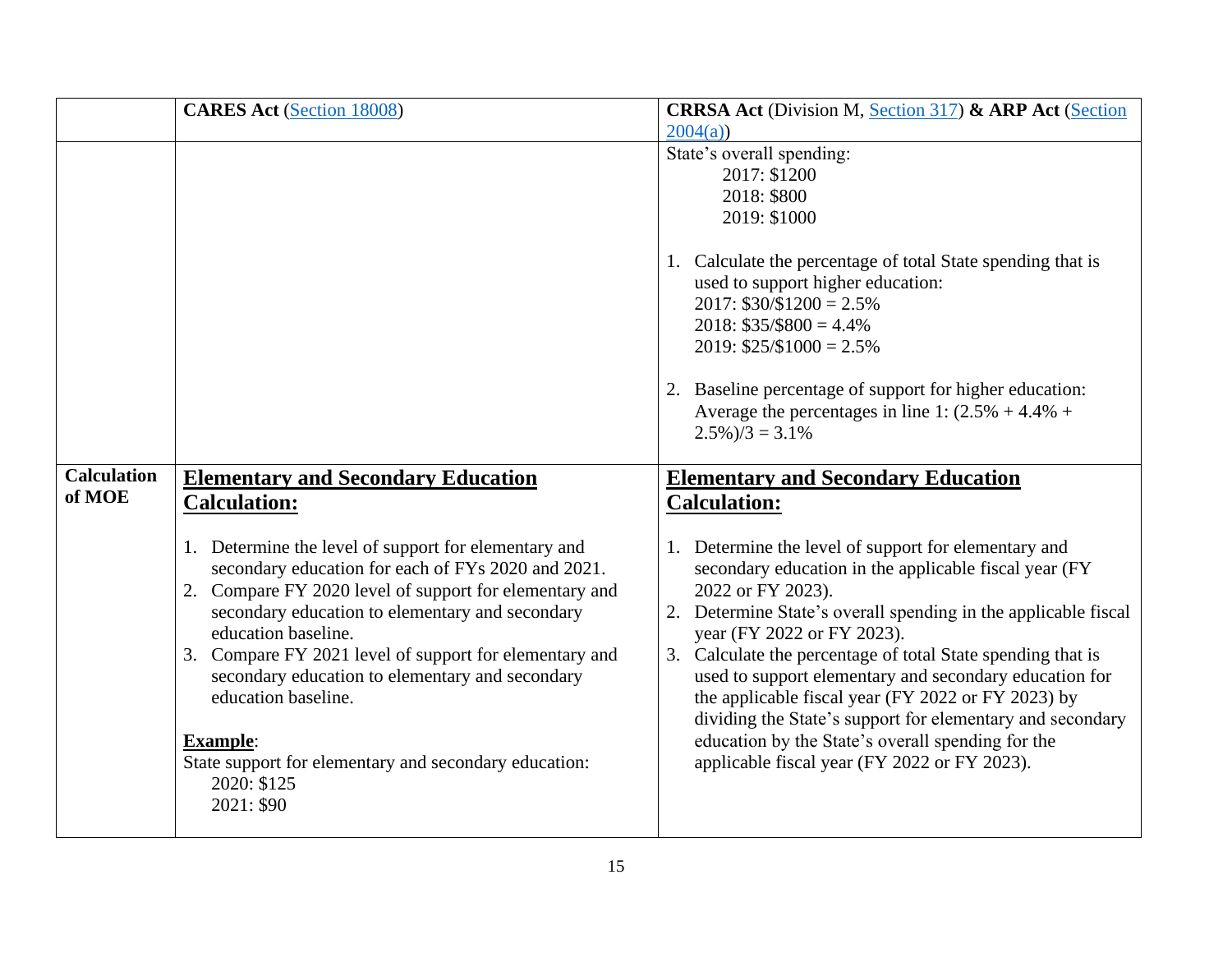| | CARES Act (Section 18008) | CRRSA Act (Division M, Section 317) & ARP Act (Section 2004(a)) |
|---|---|---|
| | | State's overall spending:<br>2017: $1200<br>2018: $800<br>2019: $1000<br><br>1. Calculate the percentage of total State spending that is used to support higher education:<br>2017: $30/$1200 = 2.5%<br>2018: $35/$800 = 4.4%<br>2019: $25/$1000 = 2.5%<br><br>2. Baseline percentage of support for higher education: Average the percentages in line 1: (2.5% + 4.4% + 2.5%)/3 = 3.1% |
| **Calculation of MOE** | **Elementary and Secondary Education Calculation:**<br><br>1. Determine the level of support for elementary and secondary education for each of FYs 2020 and 2021.<br>2. Compare FY 2020 level of support for elementary and secondary education to elementary and secondary education baseline.<br>3. Compare FY 2021 level of support for elementary and secondary education to elementary and secondary education baseline.<br><br>**Example**:<br>State support for elementary and secondary education:<br>2020: $125<br>2021: $90 | **Elementary and Secondary Education Calculation:**<br><br>1. Determine the level of support for elementary and secondary education in the applicable fiscal year (FY 2022 or FY 2023).<br>2. Determine State's overall spending in the applicable fiscal year (FY 2022 or FY 2023).<br>3. Calculate the percentage of total State spending that is used to support elementary and secondary education for the applicable fiscal year (FY 2022 or FY 2023) by dividing the State's support for elementary and secondary education by the State's overall spending for the applicable fiscal year (FY 2022 or FY 2023). |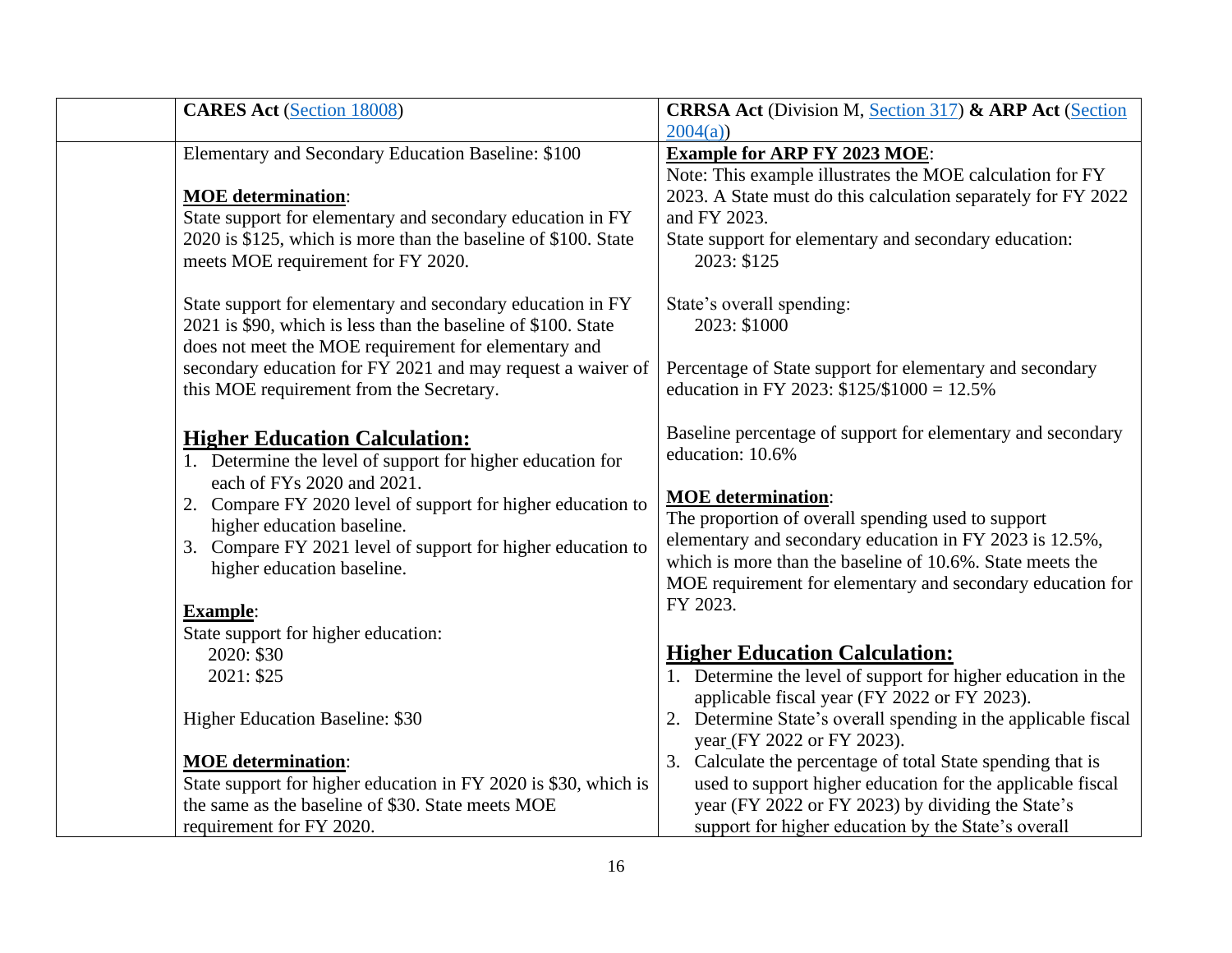| | **CARES Act** (Section 18008) | **CRRSA Act** (Division M, Section 317) **& ARP Act** (Section 2004(a)) |
|---|---|---|
| | Elementary and Secondary Education Baseline: $100<br><br>**MOE determination**:<br>State support for elementary and secondary education in FY 2020 is $125, which is more than the baseline of $100. State meets MOE requirement for FY 2020.<br><br>State support for elementary and secondary education in FY 2021 is $90, which is less than the baseline of $100. State does not meet the MOE requirement for elementary and secondary education for FY 2021 and may request a waiver of this MOE requirement from the Secretary.<br><br>**Higher Education Calculation:**<br>1. Determine the level of support for higher education for each of FYs 2020 and 2021.<br>2. Compare FY 2020 level of support for higher education to higher education baseline.<br>3. Compare FY 2021 level of support for higher education to higher education baseline.<br><br>**Example**:<br>State support for higher education:<br>2020: $30<br>2021: $25<br><br>Higher Education Baseline: $30<br><br>**MOE determination**:<br>State support for higher education in FY 2020 is $30, which is the same as the baseline of $30. State meets MOE requirement for FY 2020. | **Example for ARP FY 2023 MOE**:<br>Note: This example illustrates the MOE calculation for FY 2023. A State must do this calculation separately for FY 2022 and FY 2023.<br>State support for elementary and secondary education:<br>2023: $125<br><br>State's overall spending:<br>2023: $1000<br><br>Percentage of State support for elementary and secondary education in FY 2023: $125/$1000 = 12.5%<br><br>Baseline percentage of support for elementary and secondary education: 10.6%<br><br>**MOE determination**:<br>The proportion of overall spending used to support elementary and secondary education in FY 2023 is 12.5%, which is more than the baseline of 10.6%. State meets the MOE requirement for elementary and secondary education for FY 2023.<br><br>**Higher Education Calculation:**<br>1. Determine the level of support for higher education in the applicable fiscal year (FY 2022 or FY 2023).<br>2. Determine State's overall spending in the applicable fiscal year (FY 2022 or FY 2023).<br>3. Calculate the percentage of total State spending that is used to support higher education for the applicable fiscal year (FY 2022 or FY 2023) by dividing the State's support for higher education by the State's overall |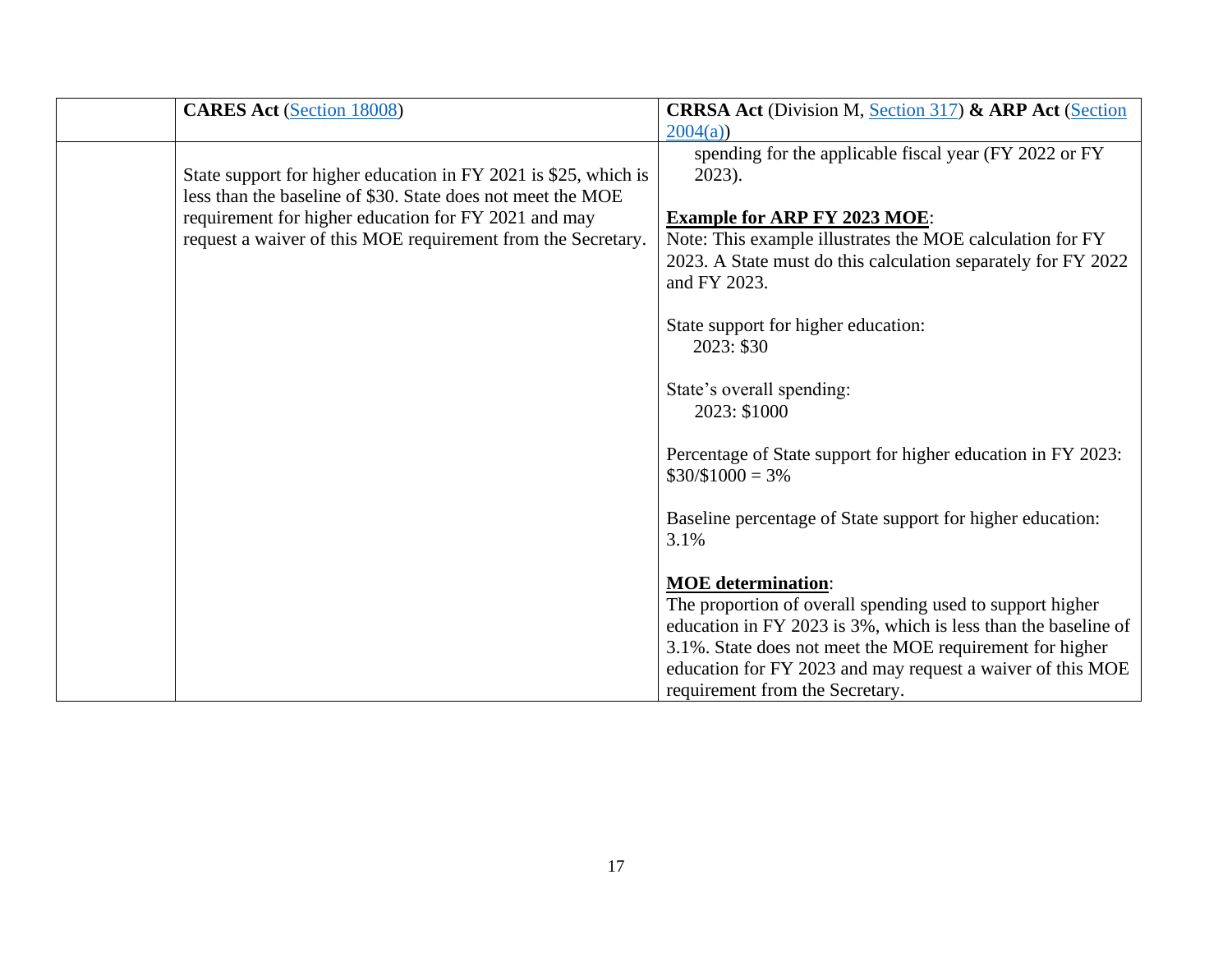| | **CARES Act** (Section 18008) | **CRRSA Act** (Division M, Section 317) **& ARP Act** (Section 2004(a)) |
|---|---|---|
| | State support for higher education in FY 2021 is $25, which is less than the baseline of $30. State does not meet the MOE requirement for higher education for FY 2021 and may request a waiver of this MOE requirement from the Secretary. | spending for the applicable fiscal year (FY 2022 or FY 2023).<br><br>**Example for ARP FY 2023 MOE**:<br>Note: This example illustrates the MOE calculation for FY 2023. A State must do this calculation separately for FY 2022 and FY 2023.<br><br>State support for higher education:<br>2023: $30<br><br>State's overall spending:<br>2023: $1000<br><br>Percentage of State support for higher education in FY 2023: $30/$1000 = 3%<br><br>Baseline percentage of State support for higher education: 3.1%<br><br>**MOE determination**:<br>The proportion of overall spending used to support higher education in FY 2023 is 3%, which is less than the baseline of 3.1%. State does not meet the MOE requirement for higher education for FY 2023 and may request a waiver of this MOE requirement from the Secretary. |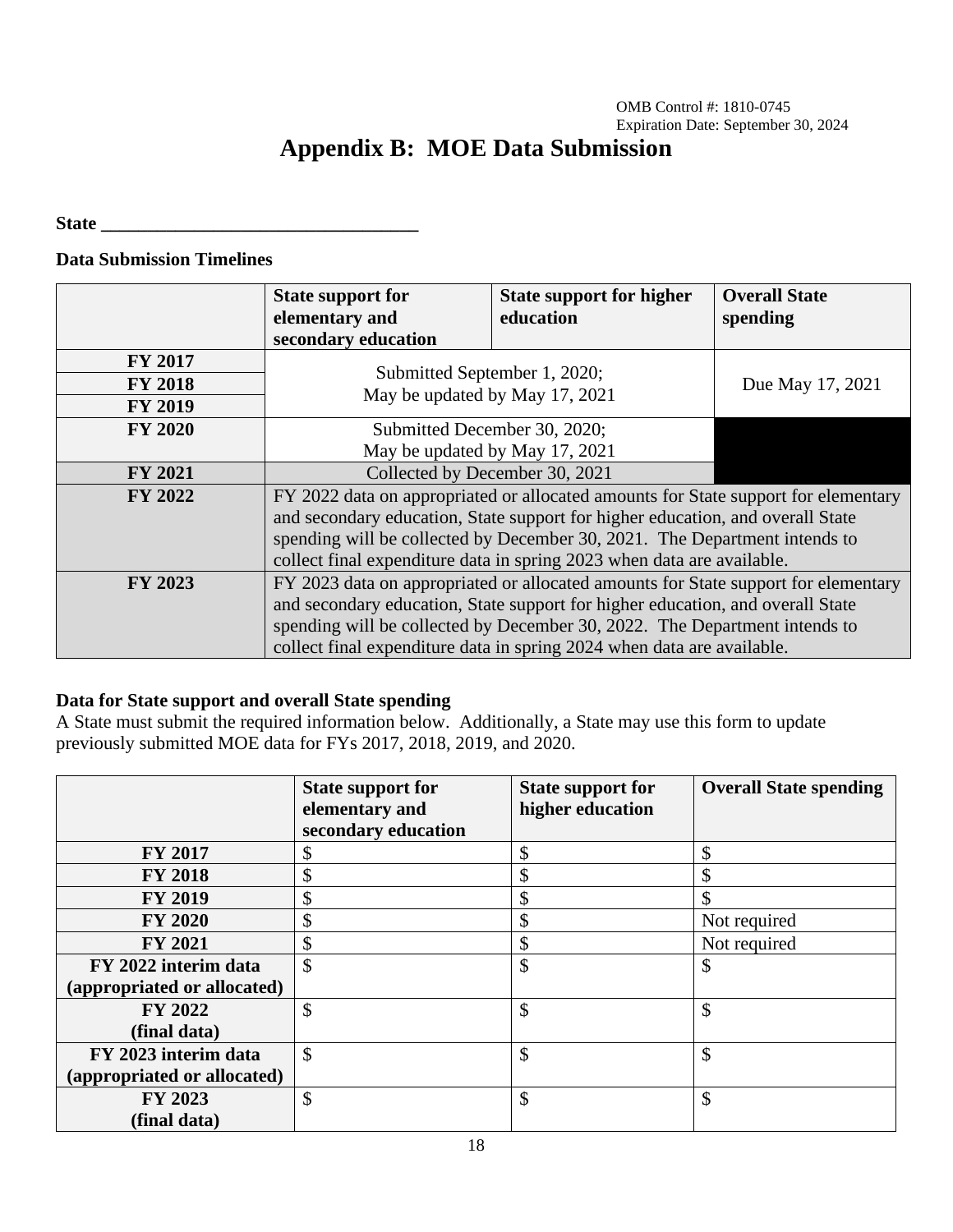OMB Control #: 1810-0745
Expiration Date: September 30, 2024

# Appendix B: MOE Data Submission

**State** ___________________________________

**Data Submission Timelines**

| | State support for elementary and secondary education | State support for higher education | Overall State spending |
|---|---|---|---|
| **FY 2017** | Submitted September 1, 2020; May be updated by May 17, 2021 | | Due May 17, 2021 |
| **FY 2018** | | | |
| **FY 2019** | | | |
| **FY 2020** | Submitted December 30, 2020; May be updated by May 17, 2021 | | |
| **FY 2021** | Collected by December 30, 2021 | | |
| **FY 2022** | FY 2022 data on appropriated or allocated amounts for State support for elementary and secondary education, State support for higher education, and overall State spending will be collected by December 30, 2021. The Department intends to collect final expenditure data in spring 2023 when data are available. | | |
| **FY 2023** | FY 2023 data on appropriated or allocated amounts for State support for elementary and secondary education, State support for higher education, and overall State spending will be collected by December 30, 2022. The Department intends to collect final expenditure data in spring 2024 when data are available. | | |

**Data for State support and overall State spending**

A State must submit the required information below. Additionally, a State may use this form to update previously submitted MOE data for FYs 2017, 2018, 2019, and 2020.

| | State support for elementary and secondary education | State support for higher education | Overall State spending |
|---|---|---|---|
| **FY 2017** | $ | $ | $ |
| **FY 2018** | $ | $ | $ |
| **FY 2019** | $ | $ | $ |
| **FY 2020** | $ | $ | Not required |
| **FY 2021** | $ | $ | Not required |
| **FY 2022 interim data (appropriated or allocated)** | $ | $ | $ |
| **FY 2022 (final data)** | $ | $ | $ |
| **FY 2023 interim data (appropriated or allocated)** | $ | $ | $ |
| **FY 2023 (final data)** | $ | $ | $ |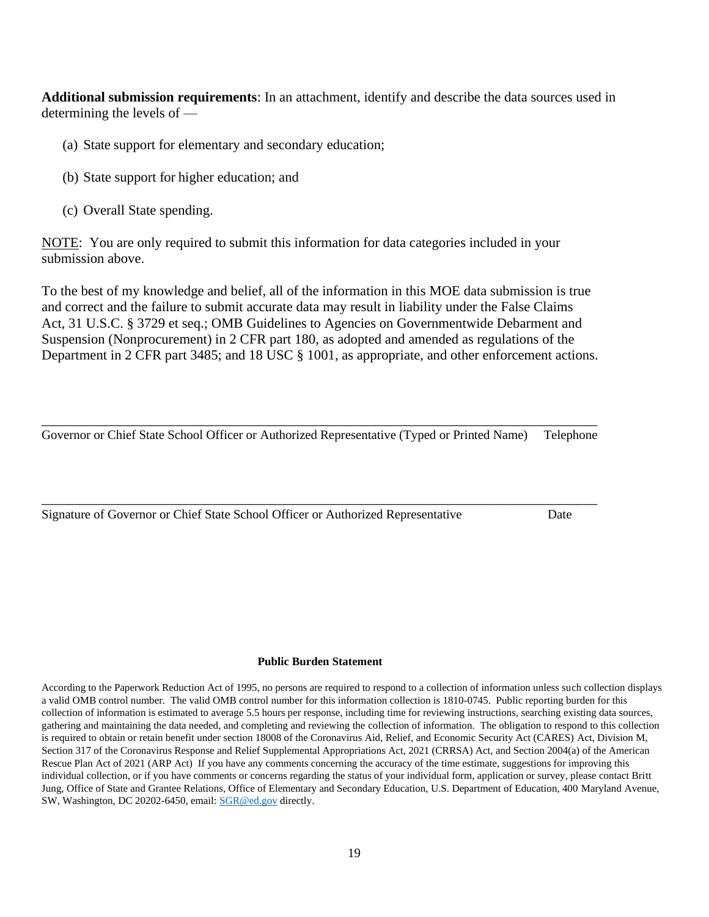**Additional submission requirements**: In an attachment, identify and describe the data sources used in determining the levels of —

(a) State support for elementary and secondary education;

(b) State support for higher education; and

(c) Overall State spending.

NOTE: You are only required to submit this information for data categories included in your submission above.

To the best of my knowledge and belief, all of the information in this MOE data submission is true and correct and the failure to submit accurate data may result in liability under the False Claims Act, 31 U.S.C. § 3729 et seq.; OMB Guidelines to Agencies on Governmentwide Debarment and Suspension (Nonprocurement) in 2 CFR part 180, as adopted and amended as regulations of the Department in 2 CFR part 3485; and 18 USC § 1001, as appropriate, and other enforcement actions.

\_\_\_\_\_\_\_\_\_\_\_\_\_\_\_\_\_\_\_\_\_\_\_\_\_\_\_\_\_\_\_\_\_\_\_\_\_\_\_\_\_\_\_\_\_\_\_\_\_\_\_\_\_\_\_\_\_\_\_\_\_\_\_\_\_\_\_\_\_\_\_\_\_\_\_\_\_\_

Governor or Chief State School Officer or Authorized Representative (Typed or Printed Name) Telephone

\_\_\_\_\_\_\_\_\_\_\_\_\_\_\_\_\_\_\_\_\_\_\_\_\_\_\_\_\_\_\_\_\_\_\_\_\_\_\_\_\_\_\_\_\_\_\_\_\_\_\_\_\_\_\_\_\_\_\_\_\_\_\_\_\_\_\_\_\_\_\_\_\_\_\_\_\_\_

Signature of Governor or Chief State School Officer or Authorized Representative Date

**Public Burden Statement**

According to the Paperwork Reduction Act of 1995, no persons are required to respond to a collection of information unless such collection displays a valid OMB control number. The valid OMB control number for this information collection is 1810-0745. Public reporting burden for this collection of information is estimated to average 5.5 hours per response, including time for reviewing instructions, searching existing data sources, gathering and maintaining the data needed, and completing and reviewing the collection of information. The obligation to respond to this collection is required to obtain or retain benefit under section 18008 of the Coronavirus Aid, Relief, and Economic Security Act (CARES) Act, Division M, Section 317 of the Coronavirus Response and Relief Supplemental Appropriations Act, 2021 (CRRSA) Act, and Section 2004(a) of the American Rescue Plan Act of 2021 (ARP Act) If you have any comments concerning the accuracy of the time estimate, suggestions for improving this individual collection, or if you have comments or concerns regarding the status of your individual form, application or survey, please contact Britt Jung, Office of State and Grantee Relations, Office of Elementary and Secondary Education, U.S. Department of Education, 400 Maryland Avenue, SW, Washington, DC 20202-6450, email: SGR@ed.gov directly.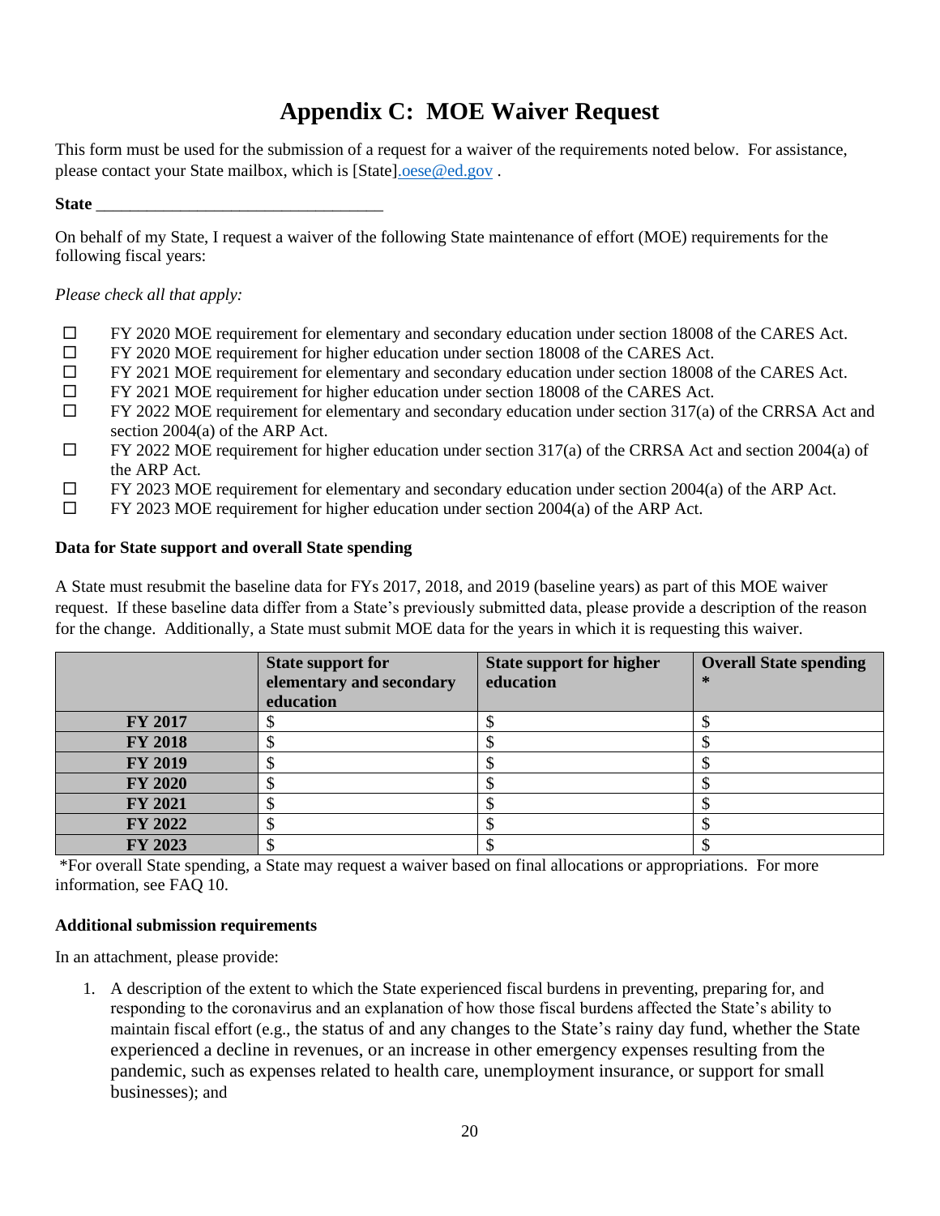# Appendix C: MOE Waiver Request

This form must be used for the submission of a request for a waiver of the requirements noted below. For assistance, please contact your State mailbox, which is [State].oese@ed.gov .

**State** ________________________________

On behalf of my State, I request a waiver of the following State maintenance of effort (MOE) requirements for the following fiscal years:

*Please check all that apply:*

- ☐ FY 2020 MOE requirement for elementary and secondary education under section 18008 of the CARES Act.
- ☐ FY 2020 MOE requirement for higher education under section 18008 of the CARES Act.
- ☐ FY 2021 MOE requirement for elementary and secondary education under section 18008 of the CARES Act.
- ☐ FY 2021 MOE requirement for higher education under section 18008 of the CARES Act.
- ☐ FY 2022 MOE requirement for elementary and secondary education under section 317(a) of the CRRSA Act and section 2004(a) of the ARP Act.
- ☐ FY 2022 MOE requirement for higher education under section 317(a) of the CRRSA Act and section 2004(a) of the ARP Act.
- ☐ FY 2023 MOE requirement for elementary and secondary education under section 2004(a) of the ARP Act.
- ☐ FY 2023 MOE requirement for higher education under section 2004(a) of the ARP Act.

**Data for State support and overall State spending**

A State must resubmit the baseline data for FYs 2017, 2018, and 2019 (baseline years) as part of this MOE waiver request. If these baseline data differ from a State's previously submitted data, please provide a description of the reason for the change. Additionally, a State must submit MOE data for the years in which it is requesting this waiver.

| | State support for elementary and secondary education | State support for higher education | Overall State spending * |
|---|---|---|---|
| **FY 2017** | $ | $ | $ |
| **FY 2018** | $ | $ | $ |
| **FY 2019** | $ | $ | $ |
| **FY 2020** | $ | $ | $ |
| **FY 2021** | $ | $ | $ |
| **FY 2022** | $ | $ | $ |
| **FY 2023** | $ | $ | $ |

*For overall State spending, a State may request a waiver based on final allocations or appropriations. For more information, see FAQ 10.

**Additional submission requirements**

In an attachment, please provide:

1. A description of the extent to which the State experienced fiscal burdens in preventing, preparing for, and responding to the coronavirus and an explanation of how those fiscal burdens affected the State's ability to maintain fiscal effort (e.g., the status of and any changes to the State's rainy day fund, whether the State experienced a decline in revenues, or an increase in other emergency expenses resulting from the pandemic, such as expenses related to health care, unemployment insurance, or support for small businesses); and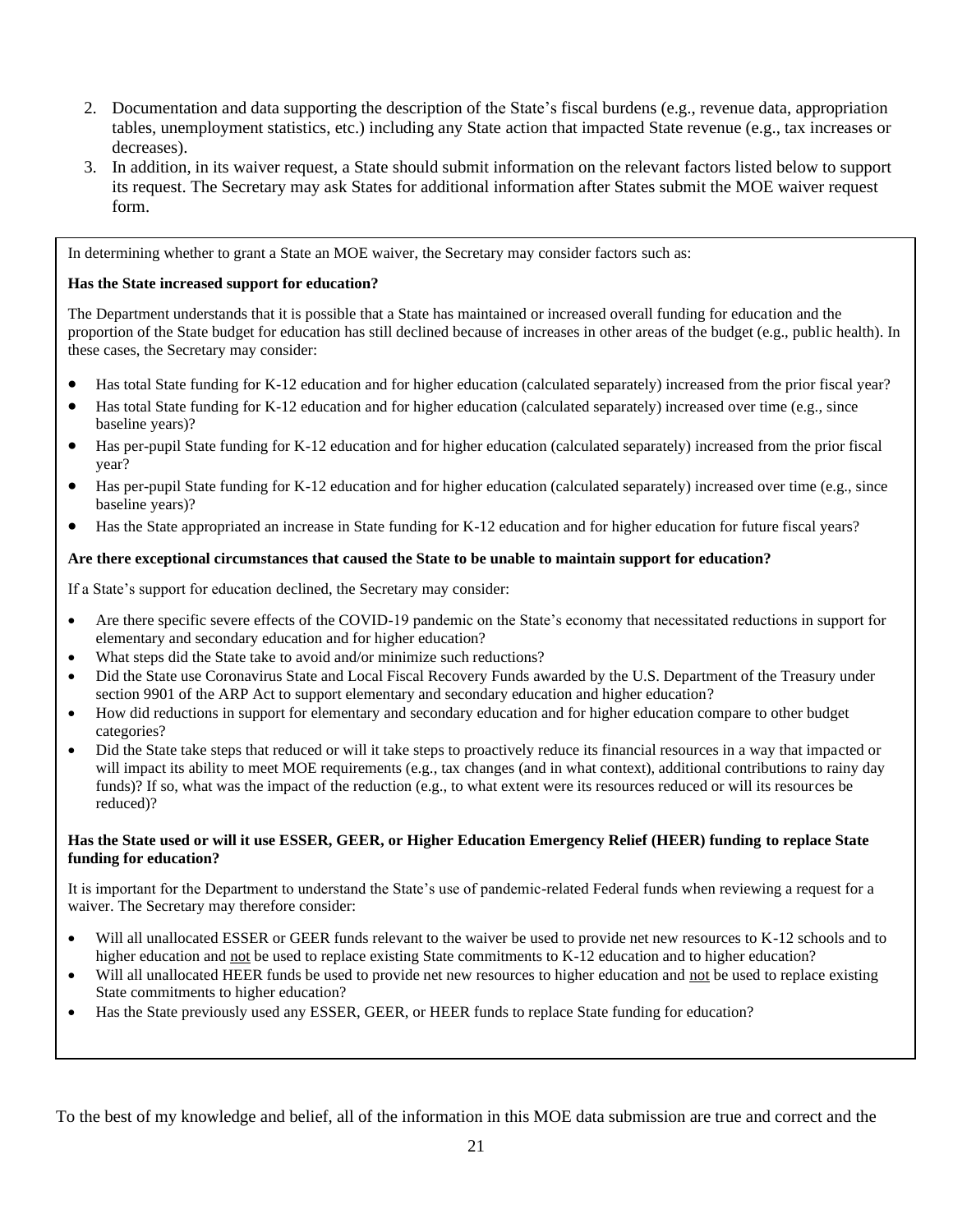2. Documentation and data supporting the description of the State's fiscal burdens (e.g., revenue data, appropriation tables, unemployment statistics, etc.) including any State action that impacted State revenue (e.g., tax increases or decreases).
3. In addition, in its waiver request, a State should submit information on the relevant factors listed below to support its request. The Secretary may ask States for additional information after States submit the MOE waiver request form.

In determining whether to grant a State an MOE waiver, the Secretary may consider factors such as:

**Has the State increased support for education?**

The Department understands that it is possible that a State has maintained or increased overall funding for education and the proportion of the State budget for education has still declined because of increases in other areas of the budget (e.g., public health). In these cases, the Secretary may consider:

- Has total State funding for K-12 education and for higher education (calculated separately) increased from the prior fiscal year?
- Has total State funding for K-12 education and for higher education (calculated separately) increased over time (e.g., since baseline years)?
- Has per-pupil State funding for K-12 education and for higher education (calculated separately) increased from the prior fiscal year?
- Has per-pupil State funding for K-12 education and for higher education (calculated separately) increased over time (e.g., since baseline years)?
- Has the State appropriated an increase in State funding for K-12 education and for higher education for future fiscal years?

**Are there exceptional circumstances that caused the State to be unable to maintain support for education?**

If a State's support for education declined, the Secretary may consider:

- Are there specific severe effects of the COVID-19 pandemic on the State's economy that necessitated reductions in support for elementary and secondary education and for higher education?
- What steps did the State take to avoid and/or minimize such reductions?
- Did the State use Coronavirus State and Local Fiscal Recovery Funds awarded by the U.S. Department of the Treasury under section 9901 of the ARP Act to support elementary and secondary education and higher education?
- How did reductions in support for elementary and secondary education and for higher education compare to other budget categories?
- Did the State take steps that reduced or will it take steps to proactively reduce its financial resources in a way that impacted or will impact its ability to meet MOE requirements (e.g., tax changes (and in what context), additional contributions to rainy day funds)? If so, what was the impact of the reduction (e.g., to what extent were its resources reduced or will its resources be reduced)?

**Has the State used or will it use ESSER, GEER, or Higher Education Emergency Relief (HEER) funding to replace State funding for education?**

It is important for the Department to understand the State's use of pandemic-related Federal funds when reviewing a request for a waiver. The Secretary may therefore consider:

- Will all unallocated ESSER or GEER funds relevant to the waiver be used to provide net new resources to K-12 schools and to higher education and not be used to replace existing State commitments to K-12 education and to higher education?
- Will all unallocated HEER funds be used to provide net new resources to higher education and not be used to replace existing State commitments to higher education?
- Has the State previously used any ESSER, GEER, or HEER funds to replace State funding for education?

To the best of my knowledge and belief, all of the information in this MOE data submission are true and correct and the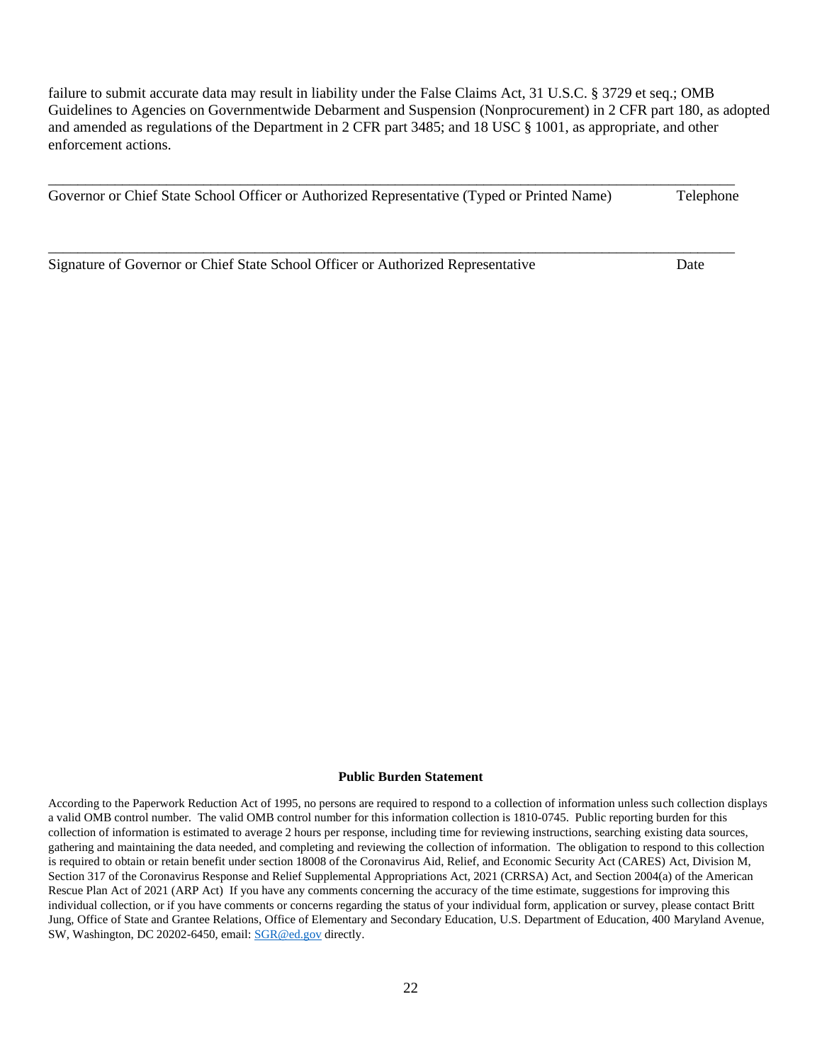failure to submit accurate data may result in liability under the False Claims Act, 31 U.S.C. § 3729 et seq.; OMB Guidelines to Agencies on Governmentwide Debarment and Suspension (Nonprocurement) in 2 CFR part 180, as adopted and amended as regulations of the Department in 2 CFR part 3485; and 18 USC § 1001, as appropriate, and other enforcement actions.

\_\_\_\_\_\_\_\_\_\_\_\_\_\_\_\_\_\_\_\_\_\_\_\_\_\_\_\_\_\_\_\_\_\_\_\_\_\_\_\_\_\_\_\_\_\_\_\_\_\_\_\_\_\_\_\_\_\_\_\_\_\_\_\_\_\_\_\_\_\_\_\_\_\_\_\_\_\_\_\_\_\_\_\_\_\_\_\_

Governor or Chief State School Officer or Authorized Representative (Typed or Printed Name) Telephone

\_\_\_\_\_\_\_\_\_\_\_\_\_\_\_\_\_\_\_\_\_\_\_\_\_\_\_\_\_\_\_\_\_\_\_\_\_\_\_\_\_\_\_\_\_\_\_\_\_\_\_\_\_\_\_\_\_\_\_\_\_\_\_\_\_\_\_\_\_\_\_\_\_\_\_\_\_\_\_\_\_\_\_\_\_\_\_\_

Signature of Governor or Chief State School Officer or Authorized Representative Date

**Public Burden Statement**

According to the Paperwork Reduction Act of 1995, no persons are required to respond to a collection of information unless such collection displays a valid OMB control number. The valid OMB control number for this information collection is 1810-0745. Public reporting burden for this collection of information is estimated to average 2 hours per response, including time for reviewing instructions, searching existing data sources, gathering and maintaining the data needed, and completing and reviewing the collection of information. The obligation to respond to this collection is required to obtain or retain benefit under section 18008 of the Coronavirus Aid, Relief, and Economic Security Act (CARES) Act, Division M, Section 317 of the Coronavirus Response and Relief Supplemental Appropriations Act, 2021 (CRRSA) Act, and Section 2004(a) of the American Rescue Plan Act of 2021 (ARP Act) If you have any comments concerning the accuracy of the time estimate, suggestions for improving this individual collection, or if you have comments or concerns regarding the status of your individual form, application or survey, please contact Britt Jung, Office of State and Grantee Relations, Office of Elementary and Secondary Education, U.S. Department of Education, 400 Maryland Avenue, SW, Washington, DC 20202-6450, email: SGR@ed.gov directly.